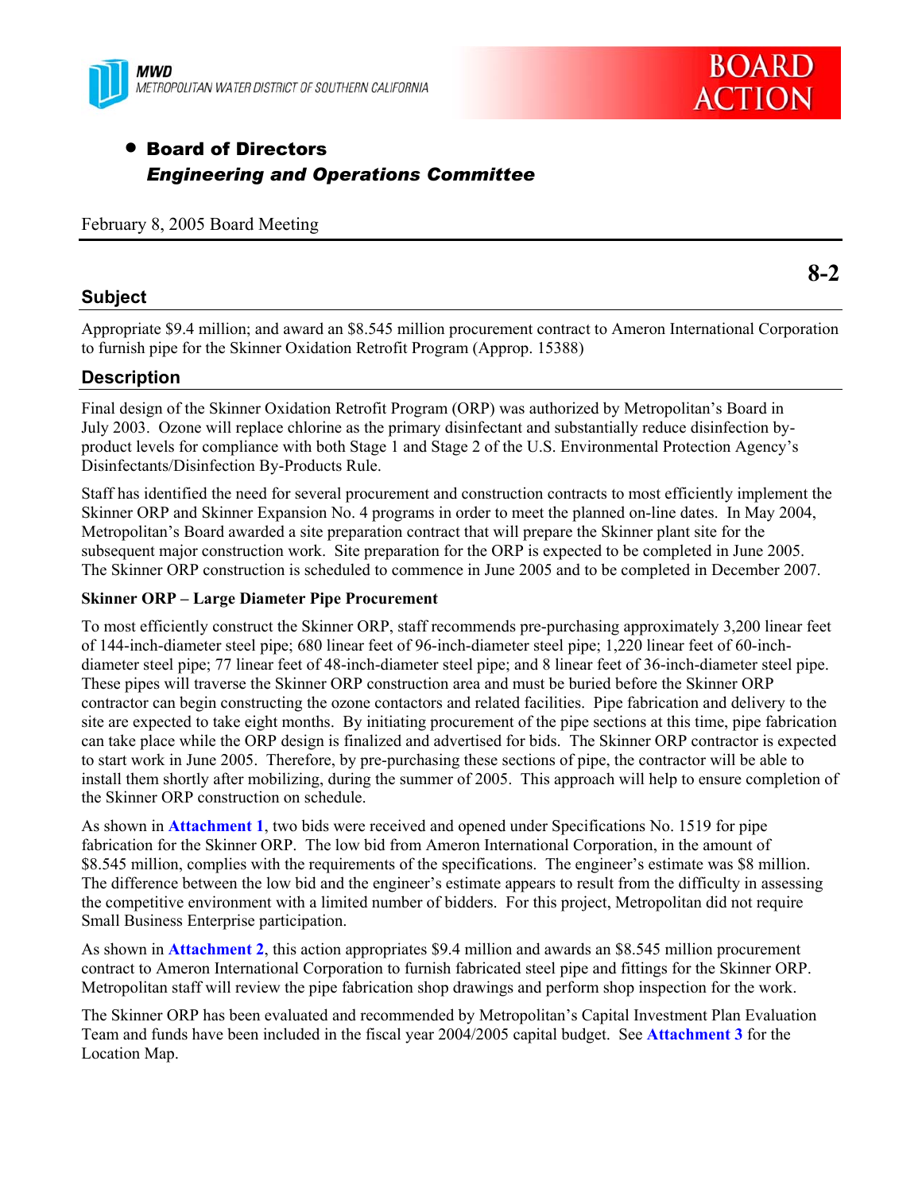MWD
METROPOLITAN WATER DISTRICT OF SOUTHERN CALIFORNIA

BOARD ACTION

- **Board of Directors**
  ***Engineering and Operations Committee***

February 8, 2005 Board Meeting

**8-2**

## Subject

Appropriate $9.4 million; and award an $8.545 million procurement contract to Ameron International Corporation to furnish pipe for the Skinner Oxidation Retrofit Program (Approp. 15388)

## Description

Final design of the Skinner Oxidation Retrofit Program (ORP) was authorized by Metropolitan's Board in July 2003. Ozone will replace chlorine as the primary disinfectant and substantially reduce disinfection by-product levels for compliance with both Stage 1 and Stage 2 of the U.S. Environmental Protection Agency's Disinfectants/Disinfection By-Products Rule.

Staff has identified the need for several procurement and construction contracts to most efficiently implement the Skinner ORP and Skinner Expansion No. 4 programs in order to meet the planned on-line dates. In May 2004, Metropolitan's Board awarded a site preparation contract that will prepare the Skinner plant site for the subsequent major construction work. Site preparation for the ORP is expected to be completed in June 2005. The Skinner ORP construction is scheduled to commence in June 2005 and to be completed in December 2007.

**Skinner ORP – Large Diameter Pipe Procurement**

To most efficiently construct the Skinner ORP, staff recommends pre-purchasing approximately 3,200 linear feet of 144-inch-diameter steel pipe; 680 linear feet of 96-inch-diameter steel pipe; 1,220 linear feet of 60-inch-diameter steel pipe; 77 linear feet of 48-inch-diameter steel pipe; and 8 linear feet of 36-inch-diameter steel pipe. These pipes will traverse the Skinner ORP construction area and must be buried before the Skinner ORP contractor can begin constructing the ozone contactors and related facilities. Pipe fabrication and delivery to the site are expected to take eight months. By initiating procurement of the pipe sections at this time, pipe fabrication can take place while the ORP design is finalized and advertised for bids. The Skinner ORP contractor is expected to start work in June 2005. Therefore, by pre-purchasing these sections of pipe, the contractor will be able to install them shortly after mobilizing, during the summer of 2005. This approach will help to ensure completion of the Skinner ORP construction on schedule.

As shown in **Attachment 1**, two bids were received and opened under Specifications No. 1519 for pipe fabrication for the Skinner ORP. The low bid from Ameron International Corporation, in the amount of $8.545 million, complies with the requirements of the specifications. The engineer's estimate was $8 million. The difference between the low bid and the engineer's estimate appears to result from the difficulty in assessing the competitive environment with a limited number of bidders. For this project, Metropolitan did not require Small Business Enterprise participation.

As shown in **Attachment 2**, this action appropriates $9.4 million and awards an $8.545 million procurement contract to Ameron International Corporation to furnish fabricated steel pipe and fittings for the Skinner ORP. Metropolitan staff will review the pipe fabrication shop drawings and perform shop inspection for the work.

The Skinner ORP has been evaluated and recommended by Metropolitan's Capital Investment Plan Evaluation Team and funds have been included in the fiscal year 2004/2005 capital budget. See **Attachment 3** for the Location Map.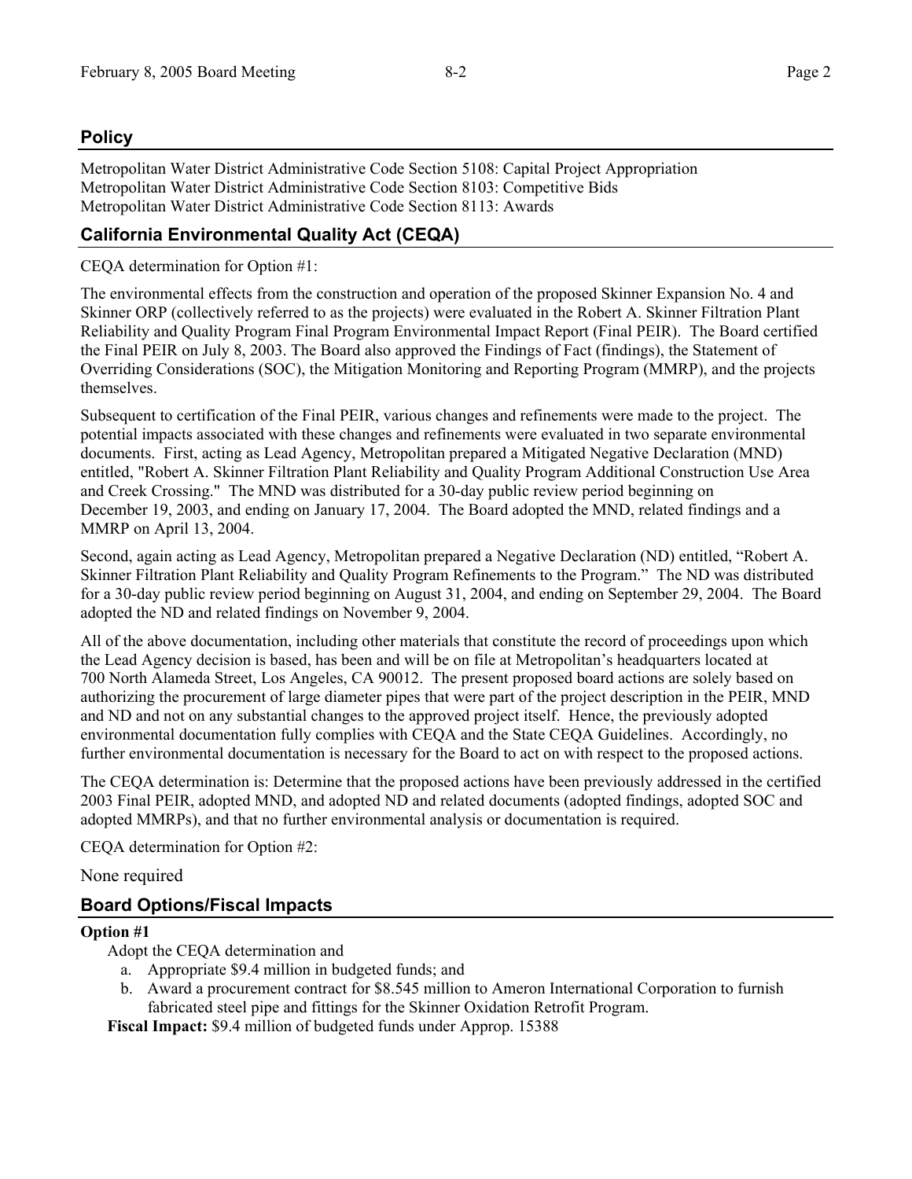## Policy

Metropolitan Water District Administrative Code Section 5108: Capital Project Appropriation
Metropolitan Water District Administrative Code Section 8103: Competitive Bids
Metropolitan Water District Administrative Code Section 8113: Awards

## California Environmental Quality Act (CEQA)

CEQA determination for Option #1:

The environmental effects from the construction and operation of the proposed Skinner Expansion No. 4 and Skinner ORP (collectively referred to as the projects) were evaluated in the Robert A. Skinner Filtration Plant Reliability and Quality Program Final Program Environmental Impact Report (Final PEIR). The Board certified the Final PEIR on July 8, 2003. The Board also approved the Findings of Fact (findings), the Statement of Overriding Considerations (SOC), the Mitigation Monitoring and Reporting Program (MMRP), and the projects themselves.

Subsequent to certification of the Final PEIR, various changes and refinements were made to the project. The potential impacts associated with these changes and refinements were evaluated in two separate environmental documents. First, acting as Lead Agency, Metropolitan prepared a Mitigated Negative Declaration (MND) entitled, "Robert A. Skinner Filtration Plant Reliability and Quality Program Additional Construction Use Area and Creek Crossing." The MND was distributed for a 30-day public review period beginning on December 19, 2003, and ending on January 17, 2004. The Board adopted the MND, related findings and a MMRP on April 13, 2004.

Second, again acting as Lead Agency, Metropolitan prepared a Negative Declaration (ND) entitled, "Robert A. Skinner Filtration Plant Reliability and Quality Program Refinements to the Program." The ND was distributed for a 30-day public review period beginning on August 31, 2004, and ending on September 29, 2004. The Board adopted the ND and related findings on November 9, 2004.

All of the above documentation, including other materials that constitute the record of proceedings upon which the Lead Agency decision is based, has been and will be on file at Metropolitan's headquarters located at 700 North Alameda Street, Los Angeles, CA 90012. The present proposed board actions are solely based on authorizing the procurement of large diameter pipes that were part of the project description in the PEIR, MND and ND and not on any substantial changes to the approved project itself. Hence, the previously adopted environmental documentation fully complies with CEQA and the State CEQA Guidelines. Accordingly, no further environmental documentation is necessary for the Board to act on with respect to the proposed actions.

The CEQA determination is: Determine that the proposed actions have been previously addressed in the certified 2003 Final PEIR, adopted MND, and adopted ND and related documents (adopted findings, adopted SOC and adopted MMRPs), and that no further environmental analysis or documentation is required.

CEQA determination for Option #2:

None required

## Board Options/Fiscal Impacts

**Option #1**

Adopt the CEQA determination and

a. Appropriate $9.4 million in budgeted funds; and
b. Award a procurement contract for $8.545 million to Ameron International Corporation to furnish fabricated steel pipe and fittings for the Skinner Oxidation Retrofit Program.

**Fiscal Impact:** $9.4 million of budgeted funds under Approp. 15388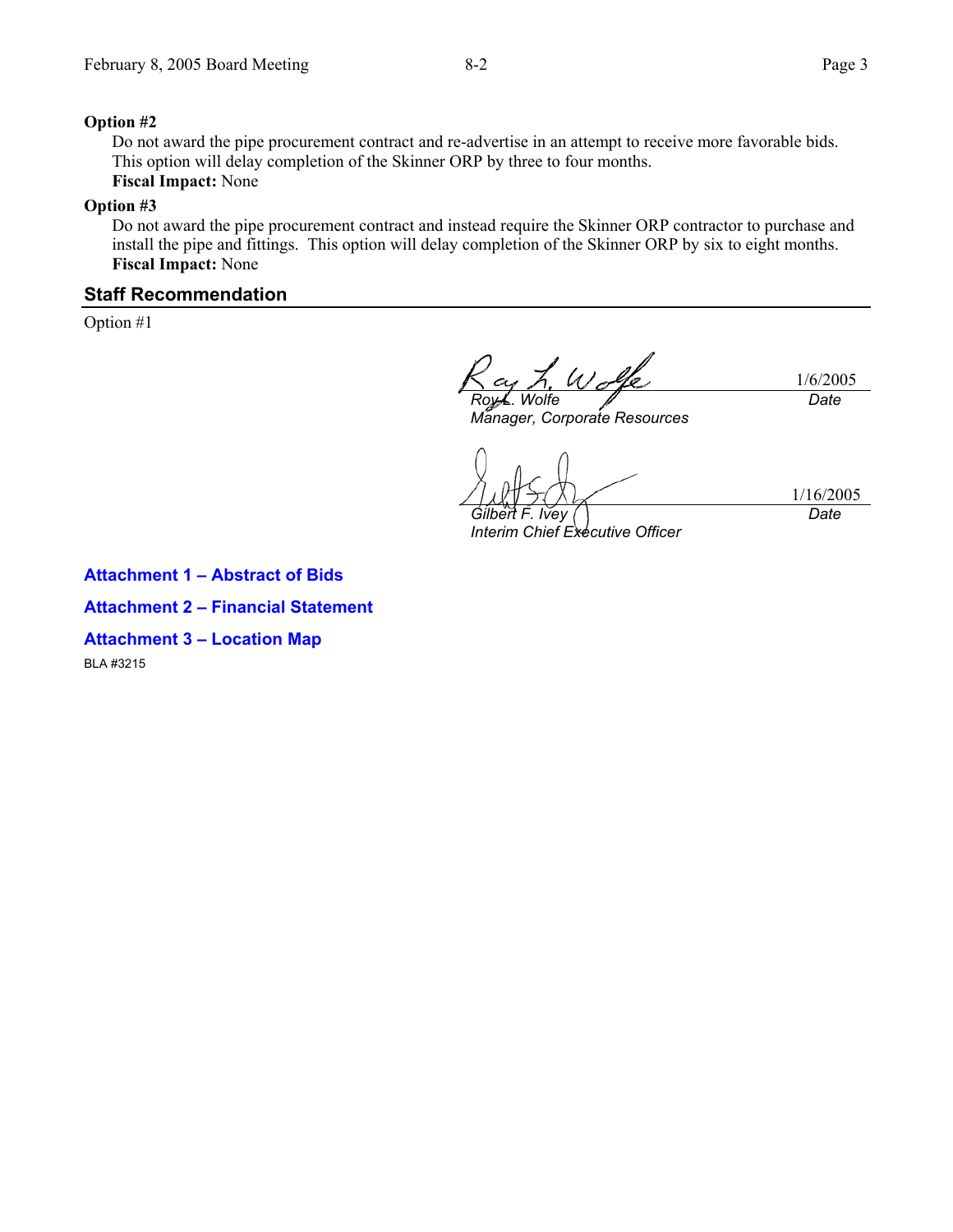**Option #2**

Do not award the pipe procurement contract and re-advertise in an attempt to receive more favorable bids. This option will delay completion of the Skinner ORP by three to four months.

**Fiscal Impact:** None

**Option #3**

Do not award the pipe procurement contract and instead require the Skinner ORP contractor to purchase and install the pipe and fittings. This option will delay completion of the Skinner ORP by six to eight months.

**Fiscal Impact:** None

## Staff Recommendation

Option #1

| | |
|---|---|
| *Roy L. Wolfe*<br>*Manager, Corporate Resources* | 1/6/2005<br>*Date* |
| *Gilbert F. Ivey*<br>*Interim Chief Executive Officer* | 1/16/2005<br>*Date* |

**Attachment 1 – Abstract of Bids**

**Attachment 2 – Financial Statement**

**Attachment 3 – Location Map**

BLA #3215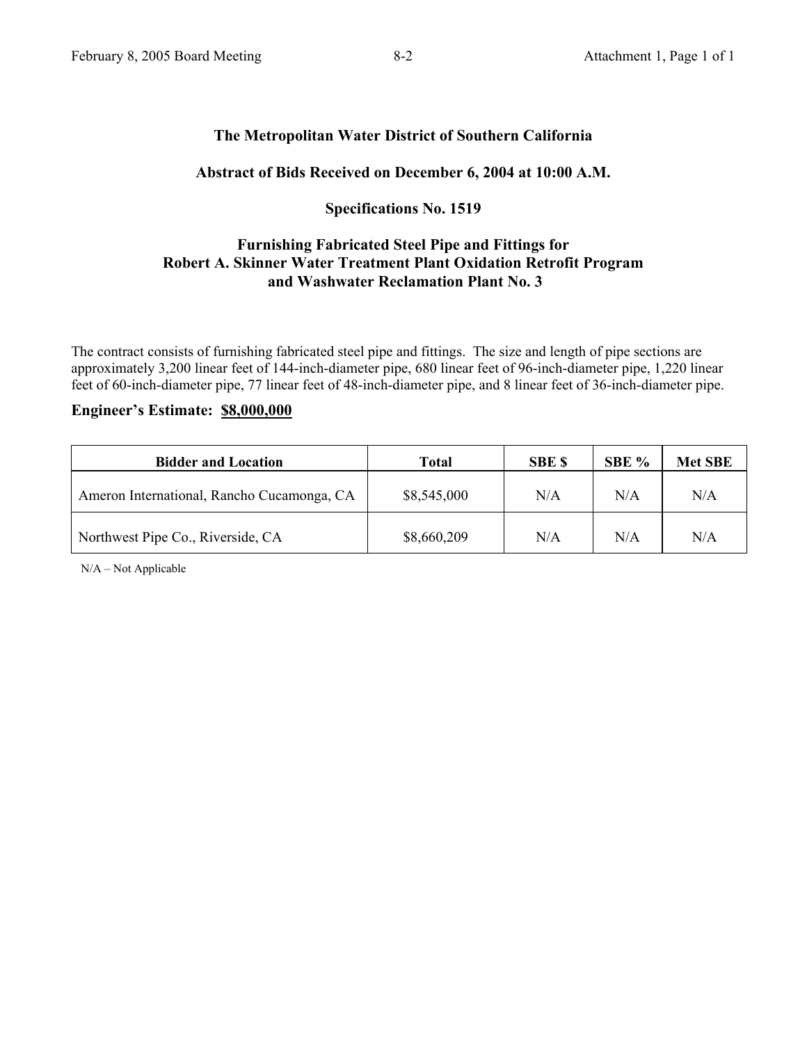**The Metropolitan Water District of Southern California**

**Abstract of Bids Received on December 6, 2004 at 10:00 A.M.**

**Specifications No. 1519**

**Furnishing Fabricated Steel Pipe and Fittings for Robert A. Skinner Water Treatment Plant Oxidation Retrofit Program and Washwater Reclamation Plant No. 3**

The contract consists of furnishing fabricated steel pipe and fittings. The size and length of pipe sections are approximately 3,200 linear feet of 144-inch-diameter pipe, 680 linear feet of 96-inch-diameter pipe, 1,220 linear feet of 60-inch-diameter pipe, 77 linear feet of 48-inch-diameter pipe, and 8 linear feet of 36-inch-diameter pipe.

**Engineer's Estimate: $8,000,000**

| Bidder and Location | Total | SBE $ | SBE % | Met SBE |
|---|---|---|---|---|
| Ameron International, Rancho Cucamonga, CA | $8,545,000 | N/A | N/A | N/A |
| Northwest Pipe Co., Riverside, CA | $8,660,209 | N/A | N/A | N/A |

N/A – Not Applicable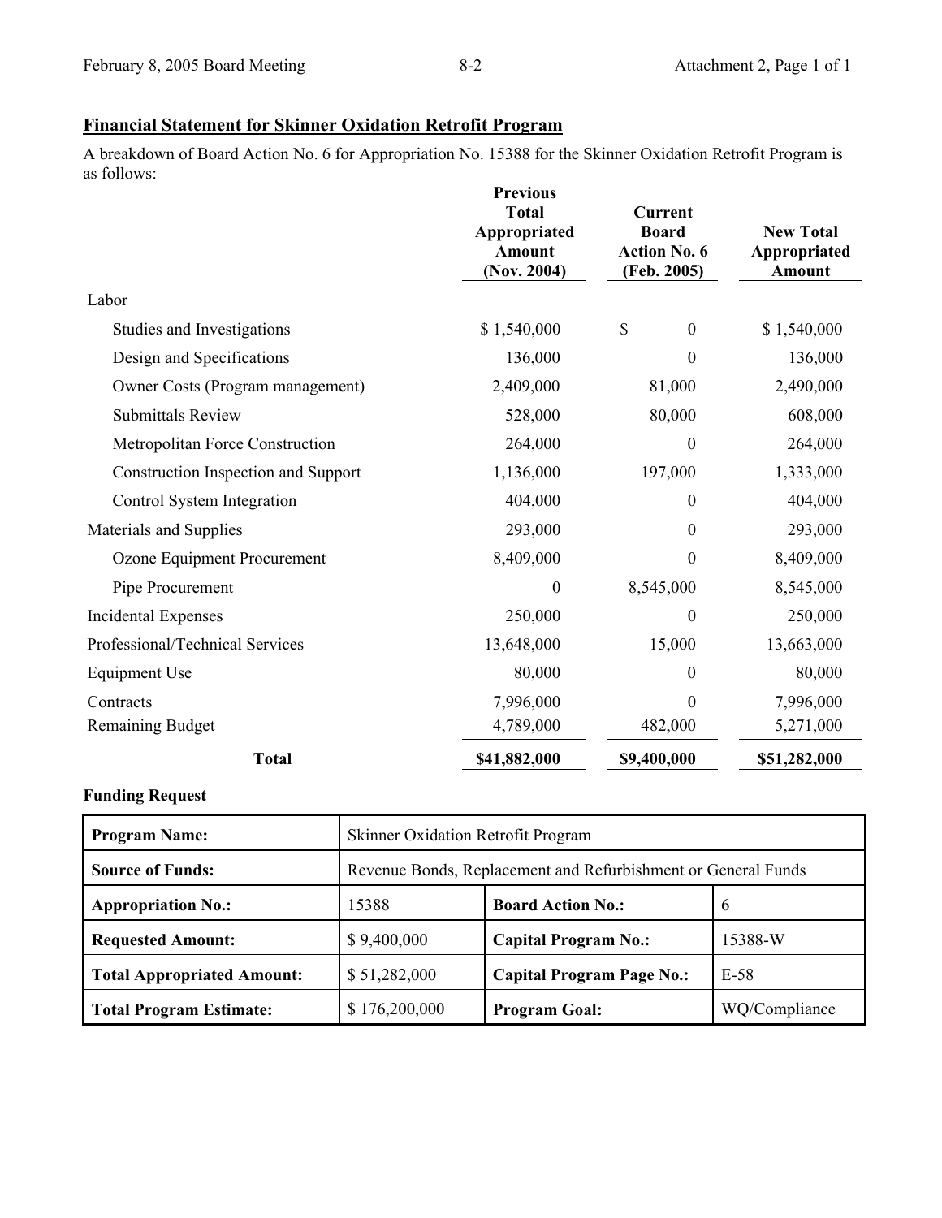## Financial Statement for Skinner Oxidation Retrofit Program

A breakdown of Board Action No. 6 for Appropriation No. 15388 for the Skinner Oxidation Retrofit Program is as follows:

| | Previous Total Appropriated Amount (Nov. 2004) | Current Board Action No. 6 (Feb. 2005) | New Total Appropriated Amount |
|---|---|---|---|
| Labor | | | |
| Studies and Investigations | $ 1,540,000 | $ 0 | $ 1,540,000 |
| Design and Specifications | 136,000 | 0 | 136,000 |
| Owner Costs (Program management) | 2,409,000 | 81,000 | 2,490,000 |
| Submittals Review | 528,000 | 80,000 | 608,000 |
| Metropolitan Force Construction | 264,000 | 0 | 264,000 |
| Construction Inspection and Support | 1,136,000 | 197,000 | 1,333,000 |
| Control System Integration | 404,000 | 0 | 404,000 |
| Materials and Supplies | 293,000 | 0 | 293,000 |
| Ozone Equipment Procurement | 8,409,000 | 0 | 8,409,000 |
| Pipe Procurement | 0 | 8,545,000 | 8,545,000 |
| Incidental Expenses | 250,000 | 0 | 250,000 |
| Professional/Technical Services | 13,648,000 | 15,000 | 13,663,000 |
| Equipment Use | 80,000 | 0 | 80,000 |
| Contracts | 7,996,000 | 0 | 7,996,000 |
| Remaining Budget | 4,789,000 | 482,000 | 5,271,000 |
| **Total** | **$41,882,000** | **$9,400,000** | **$51,282,000** |

**Funding Request**

| **Program Name:** | Skinner Oxidation Retrofit Program | | |
|---|---|---|---|
| **Source of Funds:** | Revenue Bonds, Replacement and Refurbishment or General Funds | | |
| **Appropriation No.:** | 15388 | **Board Action No.:** | 6 |
| **Requested Amount:** | $ 9,400,000 | **Capital Program No.:** | 15388-W |
| **Total Appropriated Amount:** | $ 51,282,000 | **Capital Program Page No.:** | E-58 |
| **Total Program Estimate:** | $ 176,200,000 | **Program Goal:** | WQ/Compliance |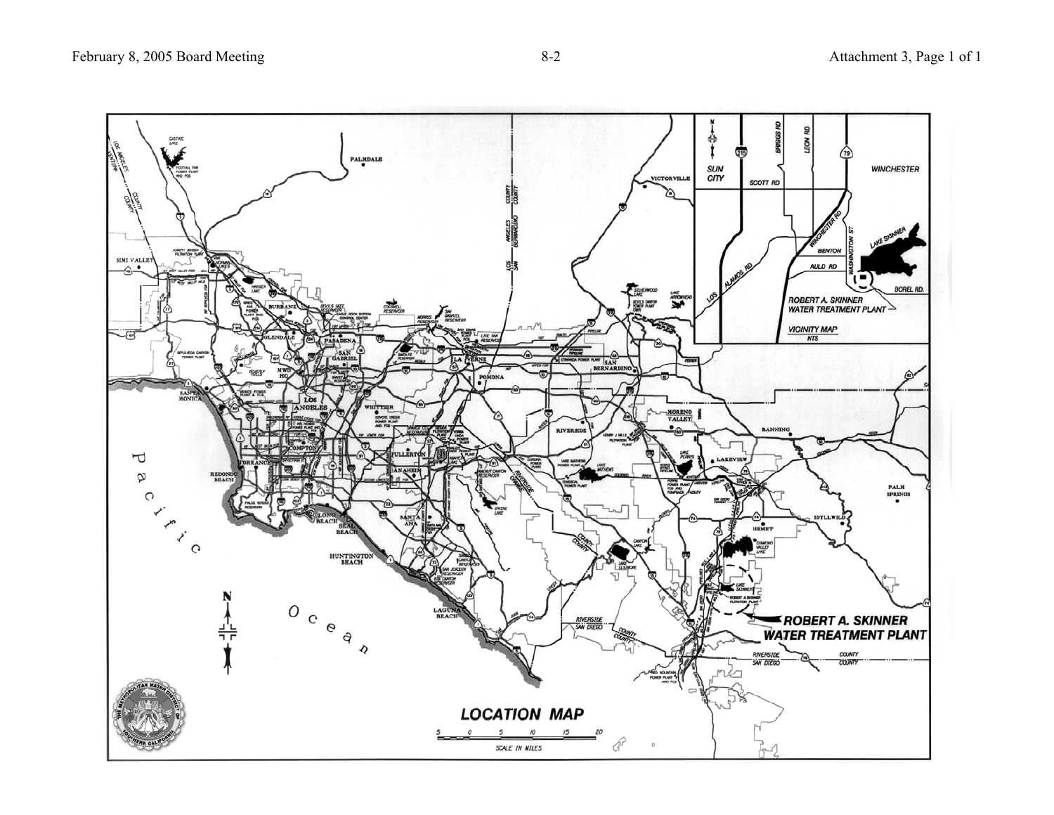LOCATION MAP

ROBERT A. SKINNER WATER TREATMENT PLANT

VICINITY MAP
NTS

ROBERT A. SKINNER WATER TREATMENT PLANT

SCALE IN MILES
5 0 5 10 15 20